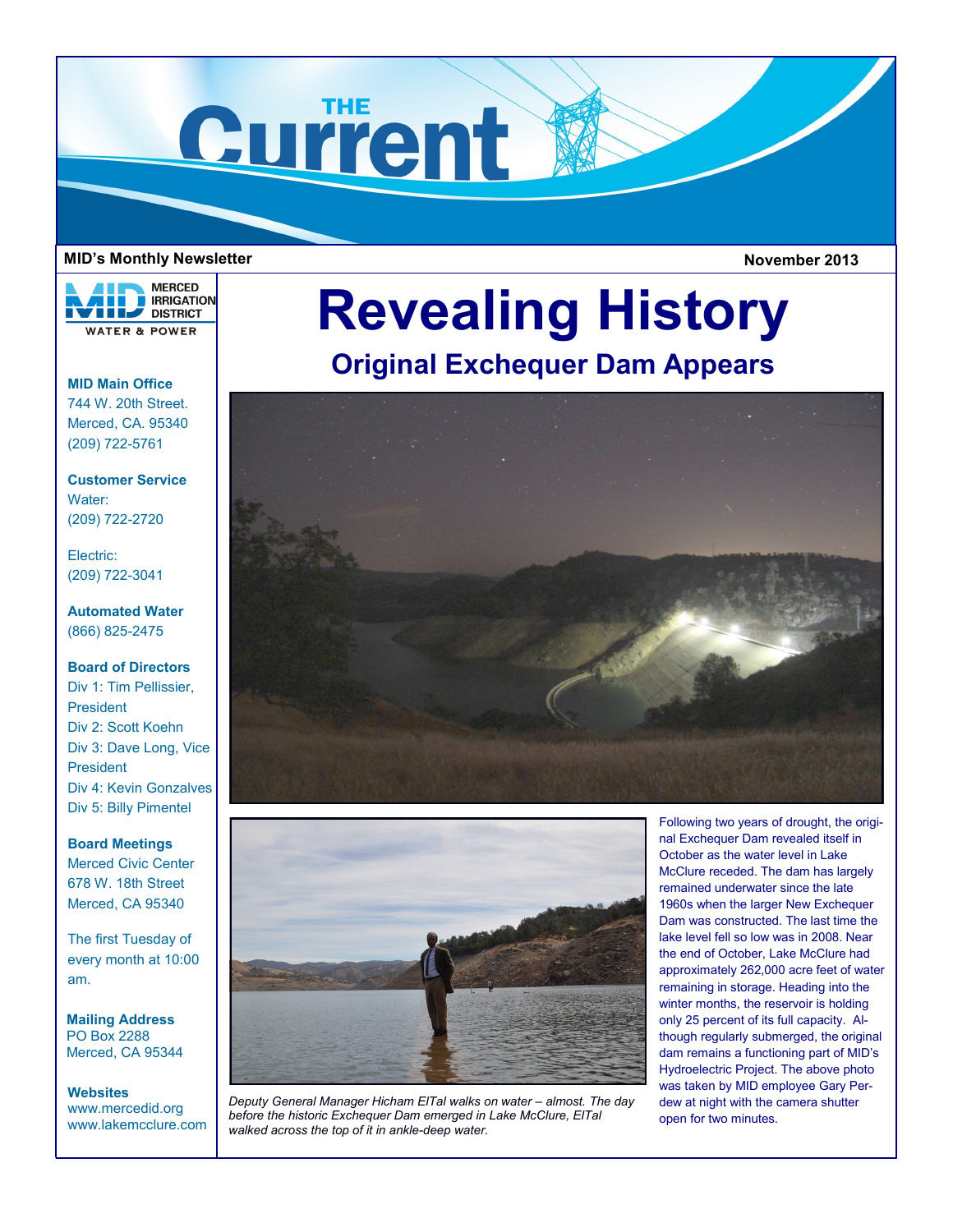# THE Current

**MID's Monthly Newsletter** **November 2013**

MERCED IRRIGATION DISTRICT
WATER & POWER

**MID Main Office**
744 W. 20th Street.
Merced, CA. 95340
(209) 722-5761

**Customer Service**
Water:
(209) 722-2720

Electric:
(209) 722-3041

**Automated Water**
(866) 825-2475

**Board of Directors**
Div 1: Tim Pellissier, President
Div 2: Scott Koehn
Div 3: Dave Long, Vice President
Div 4: Kevin Gonzalves
Div 5: Billy Pimentel

**Board Meetings**
Merced Civic Center
678 W. 18th Street
Merced, CA 95340

The first Tuesday of every month at 10:00 am.

**Mailing Address**
PO Box 2288
Merced, CA 95344

**Websites**
www.mercedid.org
www.lakemcclure.com

# Revealing History

## Original Exchequer Dam Appears

*Deputy General Manager Hicham ElTal walks on water – almost. The day before the historic Exchequer Dam emerged in Lake McClure, ElTal walked across the top of it in ankle-deep water.*

Following two years of drought, the original Exchequer Dam revealed itself in October as the water level in Lake McClure receded. The dam has largely remained underwater since the late 1960s when the larger New Exchequer Dam was constructed. The last time the lake level fell so low was in 2008. Near the end of October, Lake McClure had approximately 262,000 acre feet of water remaining in storage. Heading into the winter months, the reservoir is holding only 25 percent of its full capacity. Although regularly submerged, the original dam remains a functioning part of MID's Hydroelectric Project. The above photo was taken by MID employee Gary Perdew at night with the camera shutter open for two minutes.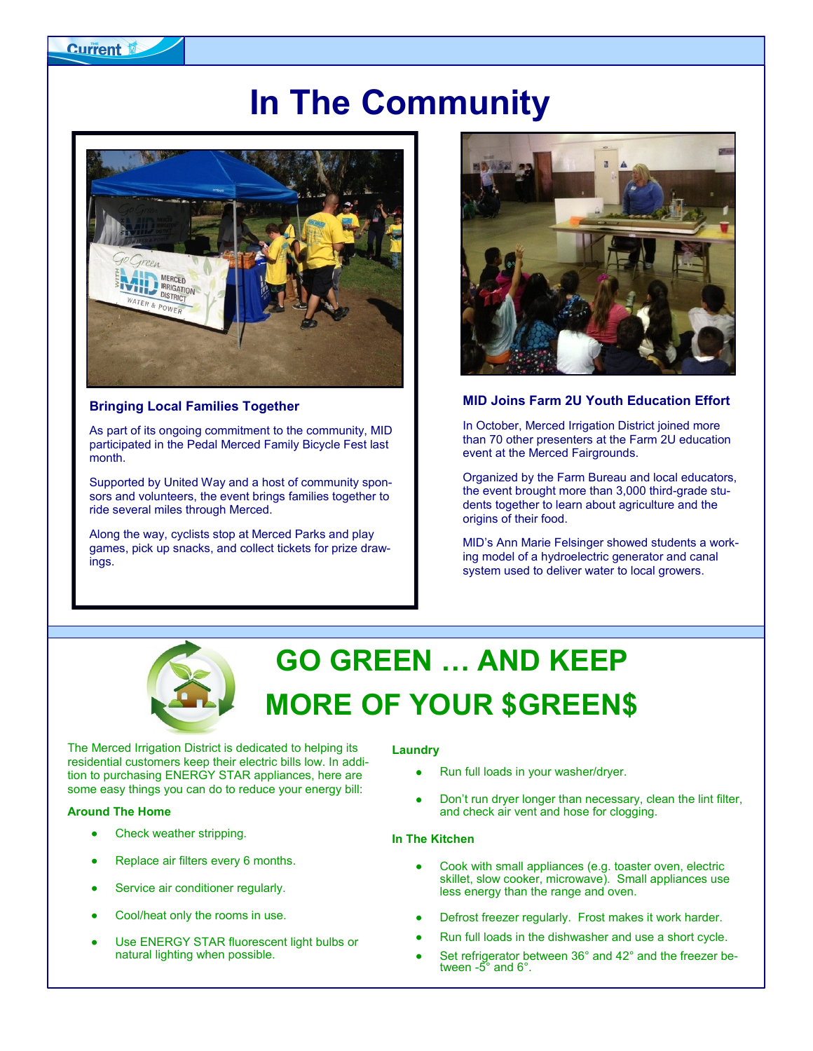# In The Community

### Bringing Local Families Together

As part of its ongoing commitment to the community, MID participated in the Pedal Merced Family Bicycle Fest last month.

Supported by United Way and a host of community sponsors and volunteers, the event brings families together to ride several miles through Merced.

Along the way, cyclists stop at Merced Parks and play games, pick up snacks, and collect tickets for prize drawings.

### MID Joins Farm 2U Youth Education Effort

In October, Merced Irrigation District joined more than 70 other presenters at the Farm 2U education event at the Merced Fairgrounds.

Organized by the Farm Bureau and local educators, the event brought more than 3,000 third-grade students together to learn about agriculture and the origins of their food.

MID's Ann Marie Felsinger showed students a working model of a hydroelectric generator and canal system used to deliver water to local growers.

# GO GREEN … AND KEEP MORE OF YOUR $GREEN$

The Merced Irrigation District is dedicated to helping its residential customers keep their electric bills low. In addition to purchasing ENERGY STAR appliances, here are some easy things you can do to reduce your energy bill:

**Around The Home**

- Check weather stripping.
- Replace air filters every 6 months.
- Service air conditioner regularly.
- Cool/heat only the rooms in use.
- Use ENERGY STAR fluorescent light bulbs or natural lighting when possible.

**Laundry**

- Run full loads in your washer/dryer.
- Don't run dryer longer than necessary, clean the lint filter, and check air vent and hose for clogging.

**In The Kitchen**

- Cook with small appliances (e.g. toaster oven, electric skillet, slow cooker, microwave). Small appliances use less energy than the range and oven.
- Defrost freezer regularly. Frost makes it work harder.
- Run full loads in the dishwasher and use a short cycle.
- Set refrigerator between 36° and 42° and the freezer between -5° and 6°.